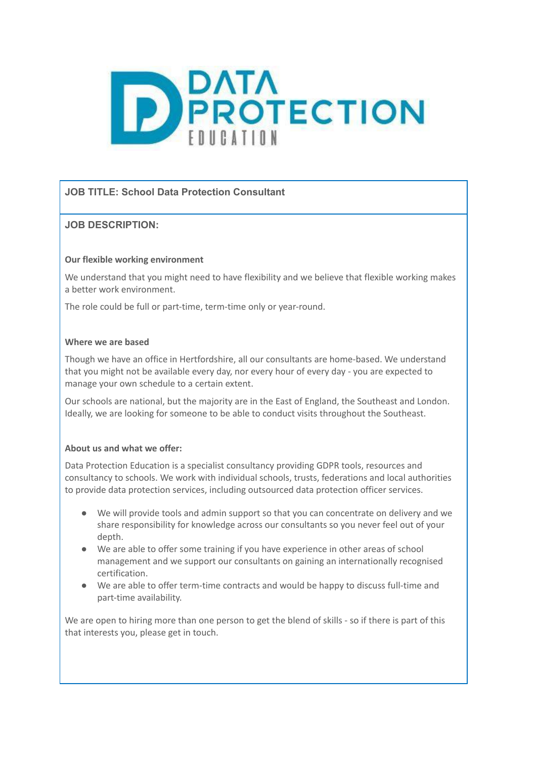# DATA PROTECTION EDUCATION

## JOB TITLE: School Data Protection Consultant

## JOB DESCRIPTION:

### Our flexible working environment

We understand that you might need to have flexibility and we believe that flexible working makes a better work environment.

The role could be full or part-time, term-time only or year-round.

### Where we are based

Though we have an office in Hertfordshire, all our consultants are home-based. We understand that you might not be available every day, nor every hour of every day - you are expected to manage your own schedule to a certain extent.

Our schools are national, but the majority are in the East of England, the Southeast and London. Ideally, we are looking for someone to be able to conduct visits throughout the Southeast.

### About us and what we offer:

Data Protection Education is a specialist consultancy providing GDPR tools, resources and consultancy to schools. We work with individual schools, trusts, federations and local authorities to provide data protection services, including outsourced data protection officer services.

- We will provide tools and admin support so that you can concentrate on delivery and we share responsibility for knowledge across our consultants so you never feel out of your depth.
- We are able to offer some training if you have experience in other areas of school management and we support our consultants on gaining an internationally recognised certification.
- We are able to offer term-time contracts and would be happy to discuss full-time and part-time availability.

We are open to hiring more than one person to get the blend of skills - so if there is part of this that interests you, please get in touch.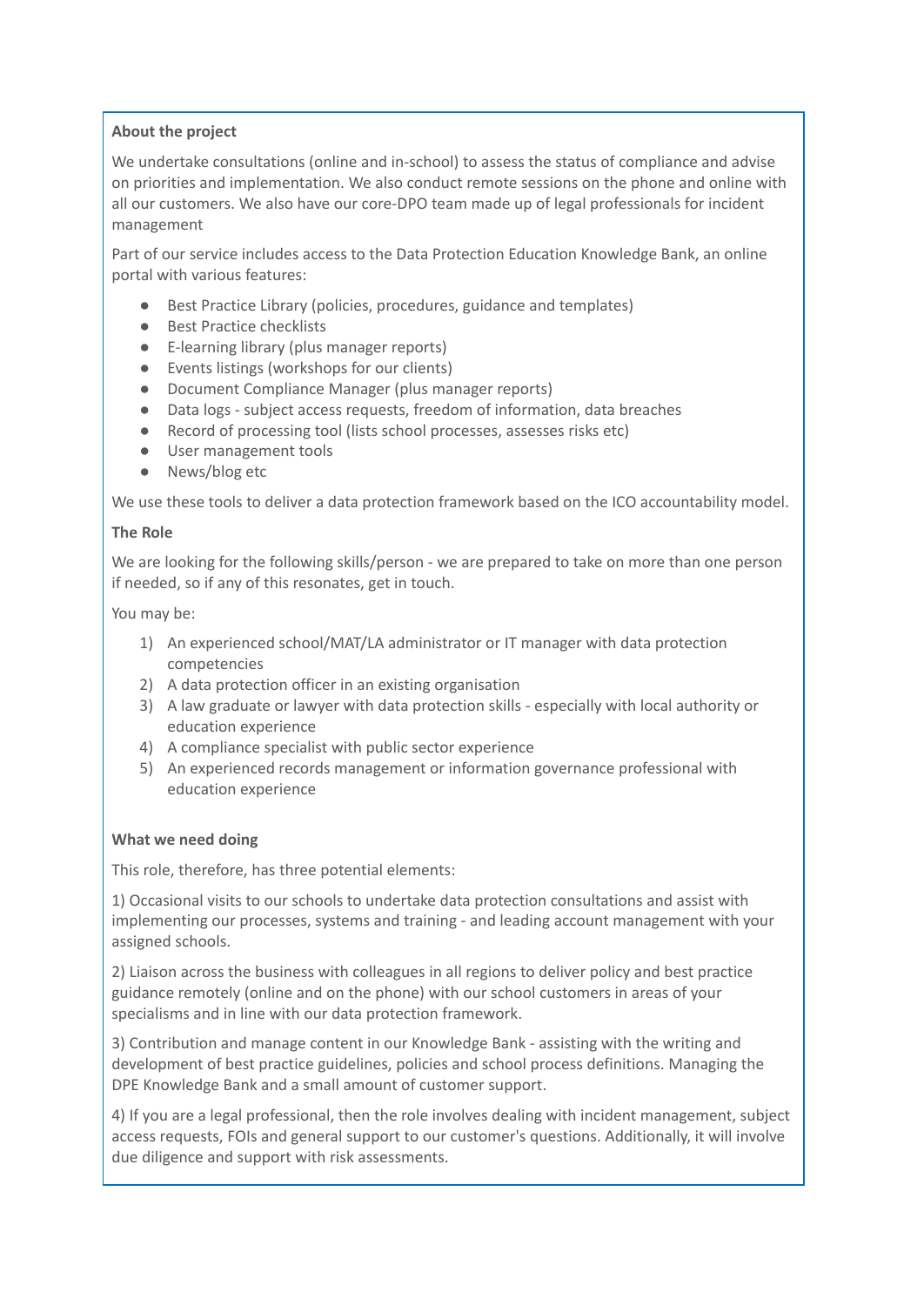**About the project**

We undertake consultations (online and in-school) to assess the status of compliance and advise on priorities and implementation. We also conduct remote sessions on the phone and online with all our customers. We also have our core-DPO team made up of legal professionals for incident management

Part of our service includes access to the Data Protection Education Knowledge Bank, an online portal with various features:

- Best Practice Library (policies, procedures, guidance and templates)
- Best Practice checklists
- E-learning library (plus manager reports)
- Events listings (workshops for our clients)
- Document Compliance Manager (plus manager reports)
- Data logs - subject access requests, freedom of information, data breaches
- Record of processing tool (lists school processes, assesses risks etc)
- User management tools
- News/blog etc

We use these tools to deliver a data protection framework based on the ICO accountability model.

**The Role**

We are looking for the following skills/person - we are prepared to take on more than one person if needed, so if any of this resonates, get in touch.

You may be:

1) An experienced school/MAT/LA administrator or IT manager with data protection competencies
2) A data protection officer in an existing organisation
3) A law graduate or lawyer with data protection skills - especially with local authority or education experience
4) A compliance specialist with public sector experience
5) An experienced records management or information governance professional with education experience

**What we need doing**

This role, therefore, has three potential elements:

1) Occasional visits to our schools to undertake data protection consultations and assist with implementing our processes, systems and training - and leading account management with your assigned schools.

2) Liaison across the business with colleagues in all regions to deliver policy and best practice guidance remotely (online and on the phone) with our school customers in areas of your specialisms and in line with our data protection framework.

3) Contribution and manage content in our Knowledge Bank - assisting with the writing and development of best practice guidelines, policies and school process definitions. Managing the DPE Knowledge Bank and a small amount of customer support.

4) If you are a legal professional, then the role involves dealing with incident management, subject access requests, FOIs and general support to our customer's questions. Additionally, it will involve due diligence and support with risk assessments.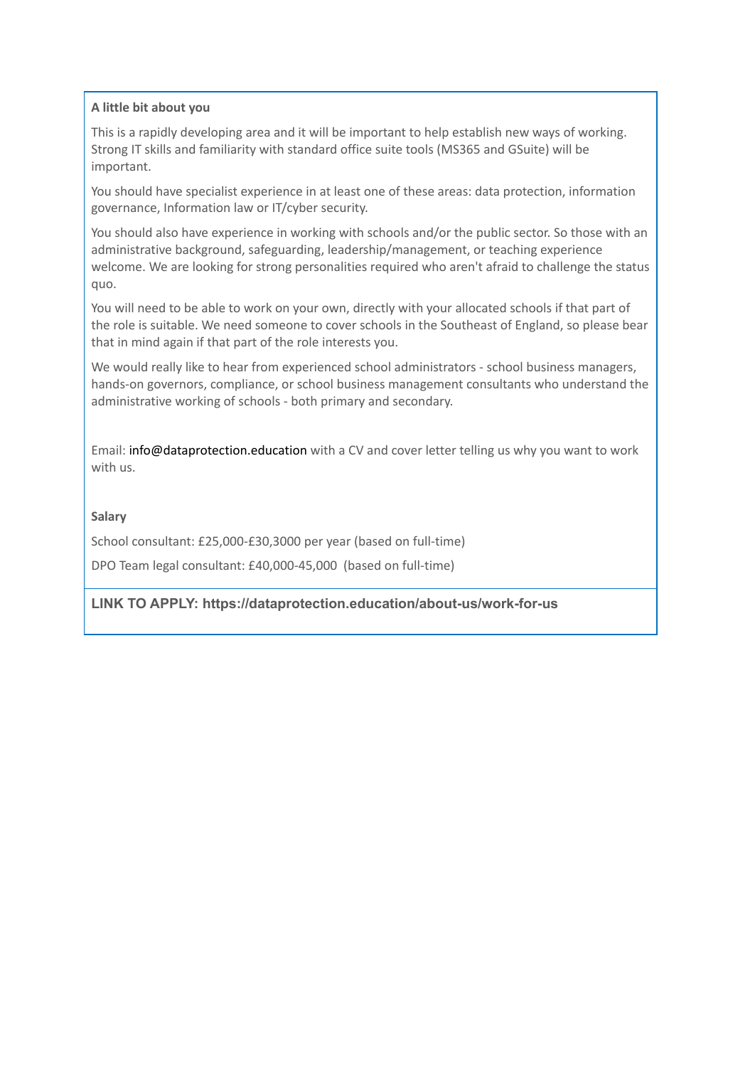**A little bit about you**

This is a rapidly developing area and it will be important to help establish new ways of working. Strong IT skills and familiarity with standard office suite tools (MS365 and GSuite) will be important.

You should have specialist experience in at least one of these areas: data protection, information governance, Information law or IT/cyber security.

You should also have experience in working with schools and/or the public sector. So those with an administrative background, safeguarding, leadership/management, or teaching experience welcome. We are looking for strong personalities required who aren't afraid to challenge the status quo.

You will need to be able to work on your own, directly with your allocated schools if that part of the role is suitable. We need someone to cover schools in the Southeast of England, so please bear that in mind again if that part of the role interests you.

We would really like to hear from experienced school administrators - school business managers, hands-on governors, compliance, or school business management consultants who understand the administrative working of schools - both primary and secondary.

Email: info@dataprotection.education with a CV and cover letter telling us why you want to work with us.

**Salary**

School consultant: £25,000-£30,3000 per year (based on full-time)

DPO Team legal consultant: £40,000-45,000 (based on full-time)

**LINK TO APPLY: https://dataprotection.education/about-us/work-for-us**